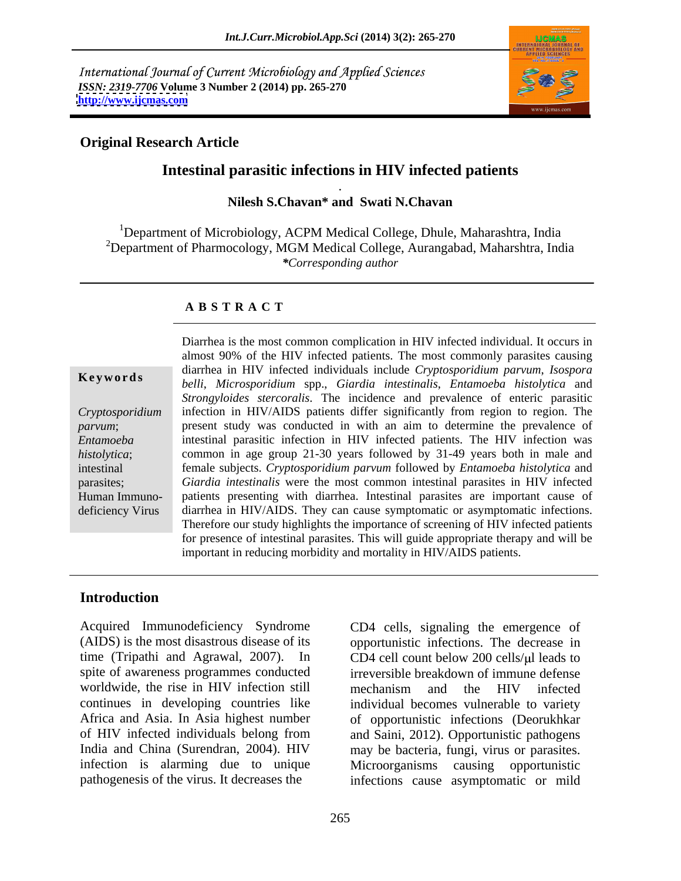International Journal of Current Microbiology and Applied Sciences
*ISSN: 2319-7706* **Volume 3 Number 2 (2014) pp. 265-270**
**http://www.ijcmas.com**

**Original Research Article**

# Intestinal parasitic infections in HIV infected patients

**Nilesh S.Chavan* and Swati N.Chavan**

[1]Department of Microbiology, ACPM Medical College, Dhule, Maharashtra, India
[2]Department of Pharmocology, MGM Medical College, Aurangabad, Maharshtra, India
**\***Corresponding author

## A B S T R A C T

**Keywords**

*Cryptosporidium parvum*; *Entamoeba histolytica*; intestinal parasites; Human Immuno-deficiency Virus

Diarrhea is the most common complication in HIV infected individual. It occurs in almost 90% of the HIV infected patients. The most commonly parasites causing diarrhea in HIV infected individuals include *Cryptosporidium parvum*, *Isospora belli*, *Microsporidium* spp., *Giardia intestinalis*, *Entamoeba histolytica* and *Strongyloides stercoralis*. The incidence and prevalence of enteric parasitic infection in HIV/AIDS patients differ significantly from region to region. The present study was conducted in with an aim to determine the prevalence of intestinal parasitic infection in HIV infected patients. The HIV infection was common in age group 21-30 years followed by 31-49 years both in male and female subjects. *Cryptosporidium parvum* followed by *Entamoeba histolytica* and *Giardia intestinalis* were the most common intestinal parasites in HIV infected patients presenting with diarrhea. Intestinal parasites are important cause of diarrhea in HIV/AIDS. They can cause symptomatic or asymptomatic infections. Therefore our study highlights the importance of screening of HIV infected patients for presence of intestinal parasites. This will guide appropriate therapy and will be important in reducing morbidity and mortality in HIV/AIDS patients.

## Introduction

Acquired Immunodeficiency Syndrome (AIDS) is the most disastrous disease of its time (Tripathi and Agrawal, 2007). In spite of awareness programmes conducted worldwide, the rise in HIV infection still continues in developing countries like Africa and Asia. In Asia highest number of HIV infected individuals belong from India and China (Surendran, 2004). HIV infection is alarming due to unique pathogenesis of the virus. It decreases the CD4 cells, signaling the emergence of opportunistic infections. The decrease in CD4 cell count below 200 cells/μl leads to irreversible breakdown of immune defense mechanism and the HIV infected individual becomes vulnerable to variety of opportunistic infections (Deorukhkar and Saini, 2012). Opportunistic pathogens may be bacteria, fungi, virus or parasites. Microorganisms causing opportunistic infections cause asymptomatic or mild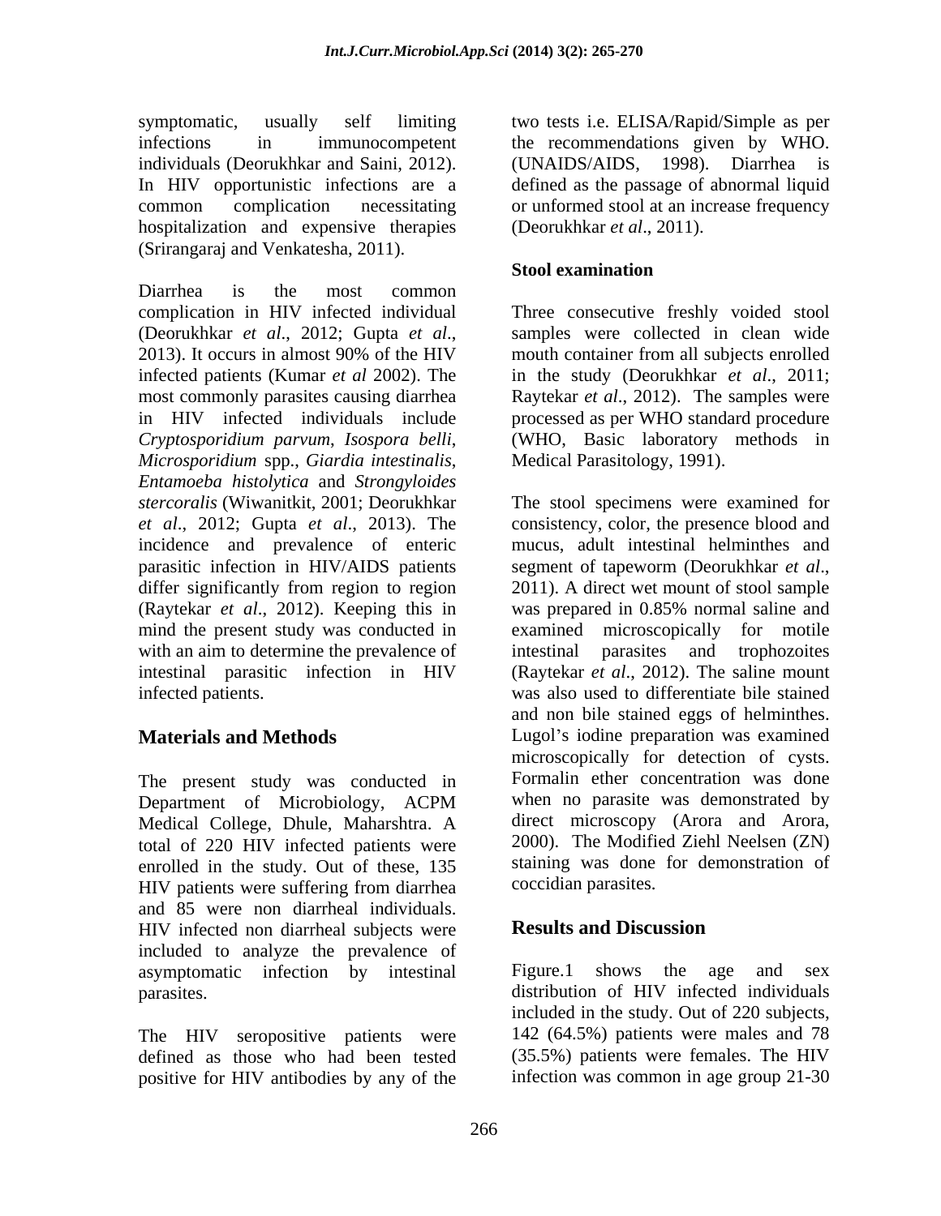symptomatic, usually self limiting infections in immunocompetent individuals (Deorukhkar and Saini, 2012). In HIV opportunistic infections are a common complication necessitating hospitalization and expensive therapies (Srirangaraj and Venkatesha, 2011).

Diarrhea is the most common complication in HIV infected individual (Deorukhkar *et al*., 2012; Gupta *et al*., 2013). It occurs in almost 90% of the HIV infected patients (Kumar *et al* 2002). The most commonly parasites causing diarrhea in HIV infected individuals include *Cryptosporidium parvum*, *Isospora belli*, *Microsporidium* spp., *Giardia intestinalis*, *Entamoeba histolytica* and *Strongyloides stercoralis* (Wiwanitkit, 2001; Deorukhkar *et al*., 2012; Gupta *et al*., 2013). The incidence and prevalence of enteric parasitic infection in HIV/AIDS patients differ significantly from region to region (Raytekar *et al*., 2012). Keeping this in mind the present study was conducted in with an aim to determine the prevalence of intestinal parasitic infection in HIV infected patients.

## Materials and Methods

The present study was conducted in Department of Microbiology, ACPM Medical College, Dhule, Maharshtra. A total of 220 HIV infected patients were enrolled in the study. Out of these, 135 HIV patients were suffering from diarrhea and 85 were non diarrheal individuals. HIV infected non diarrheal subjects were included to analyze the prevalence of asymptomatic infection by intestinal parasites.

The HIV seropositive patients were defined as those who had been tested positive for HIV antibodies by any of the two tests i.e. ELISA/Rapid/Simple as per the recommendations given by WHO. (UNAIDS/AIDS, 1998). Diarrhea is defined as the passage of abnormal liquid or unformed stool at an increase frequency (Deorukhkar *et al*., 2011).

### Stool examination

Three consecutive freshly voided stool samples were collected in clean wide mouth container from all subjects enrolled in the study (Deorukhkar *et al*., 2011; Raytekar *et al*., 2012). The samples were processed as per WHO standard procedure (WHO, Basic laboratory methods in Medical Parasitology, 1991).

The stool specimens were examined for consistency, color, the presence blood and mucus, adult intestinal helminthes and segment of tapeworm (Deorukhkar *et al*., 2011). A direct wet mount of stool sample was prepared in 0.85% normal saline and examined microscopically for motile intestinal parasites and trophozoites (Raytekar *et al*., 2012). The saline mount was also used to differentiate bile stained and non bile stained eggs of helminthes. Lugol's iodine preparation was examined microscopically for detection of cysts. Formalin ether concentration was done when no parasite was demonstrated by direct microscopy (Arora and Arora, 2000). The Modified Ziehl Neelsen (ZN) staining was done for demonstration of coccidian parasites.

## Results and Discussion

Figure.1 shows the age and sex distribution of HIV infected individuals included in the study. Out of 220 subjects, 142 (64.5%) patients were males and 78 (35.5%) patients were females. The HIV infection was common in age group 21-30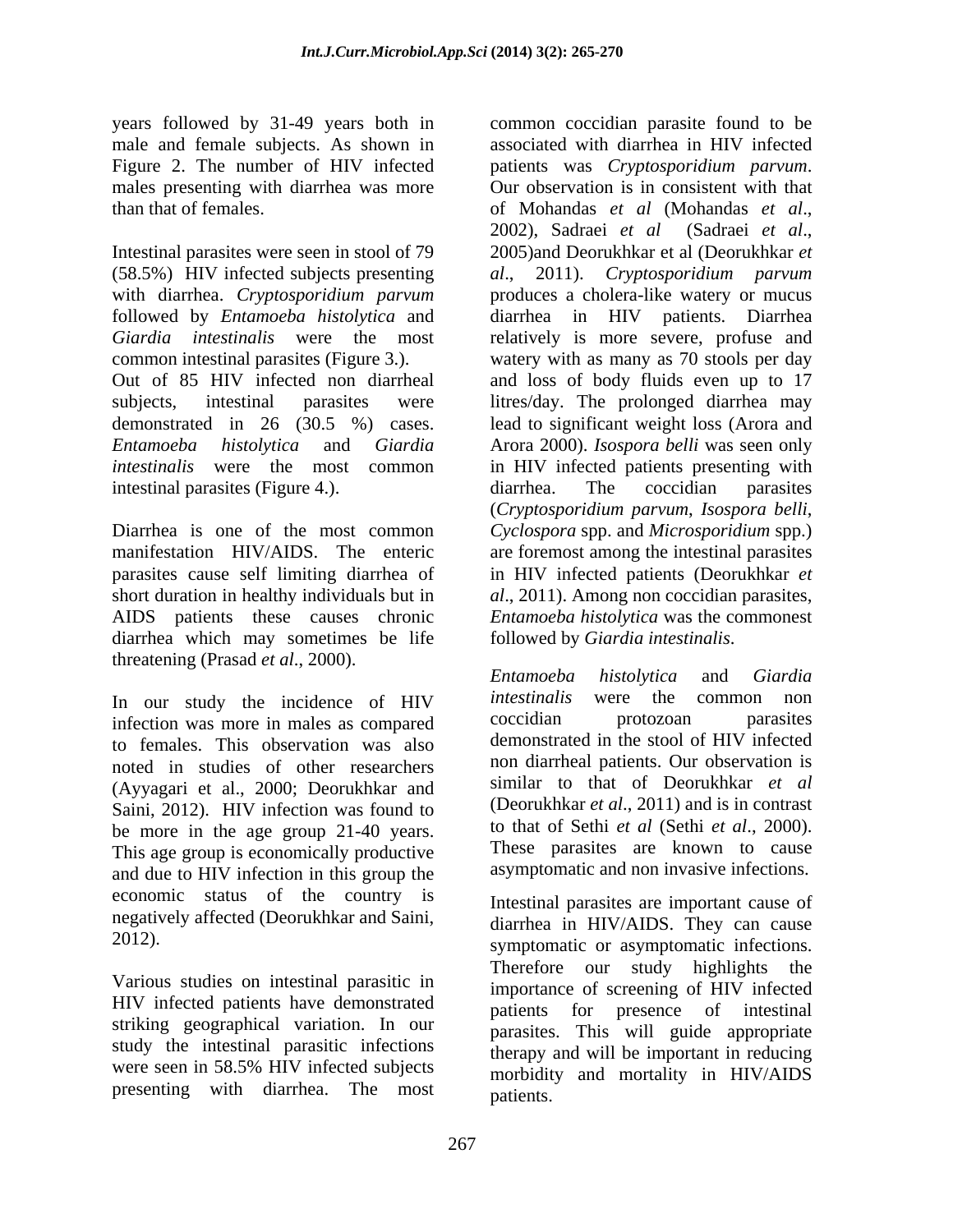years followed by 31-49 years both in male and female subjects. As shown in Figure 2. The number of HIV infected males presenting with diarrhea was more than that of females.

Intestinal parasites were seen in stool of 79 (58.5%) HIV infected subjects presenting with diarrhea. *Cryptosporidium parvum* followed by *Entamoeba histolytica* and *Giardia intestinalis* were the most common intestinal parasites (Figure 3.). Out of 85 HIV infected non diarrheal subjects, intestinal parasites were demonstrated in 26 (30.5 %) cases. *Entamoeba histolytica* and *Giardia intestinalis* were the most common intestinal parasites (Figure 4.).

Diarrhea is one of the most common manifestation HIV/AIDS. The enteric parasites cause self limiting diarrhea of short duration in healthy individuals but in AIDS patients these causes chronic diarrhea which may sometimes be life threatening (Prasad *et al*., 2000).

In our study the incidence of HIV infection was more in males as compared to females. This observation was also noted in studies of other researchers (Ayyagari et al., 2000; Deorukhkar and Saini, 2012). HIV infection was found to be more in the age group 21-40 years. This age group is economically productive and due to HIV infection in this group the economic status of the country is negatively affected (Deorukhkar and Saini, 2012).

Various studies on intestinal parasitic in HIV infected patients have demonstrated striking geographical variation. In our study the intestinal parasitic infections were seen in 58.5% HIV infected subjects presenting with diarrhea. The most common coccidian parasite found to be associated with diarrhea in HIV infected patients was *Cryptosporidium parvum*. Our observation is in consistent with that of Mohandas *et al* (Mohandas *et al*., 2002), Sadraei *et al* (Sadraei *et al*., 2005)and Deorukhkar et al (Deorukhkar *et al*., 2011). *Cryptosporidium parvum* produces a cholera-like watery or mucus diarrhea in HIV patients. Diarrhea relatively is more severe, profuse and watery with as many as 70 stools per day and loss of body fluids even up to 17 litres/day. The prolonged diarrhea may lead to significant weight loss (Arora and Arora 2000). *Isospora belli* was seen only in HIV infected patients presenting with diarrhea. The coccidian parasites (*Cryptosporidium parvum*, *Isospora belli*, *Cyclospora* spp. and *Microsporidium* spp.) are foremost among the intestinal parasites in HIV infected patients (Deorukhkar *et al*., 2011). Among non coccidian parasites, *Entamoeba histolytica* was the commonest followed by *Giardia intestinalis*.

*Entamoeba histolytica* and *Giardia intestinalis* were the common non coccidian protozoan parasites demonstrated in the stool of HIV infected non diarrheal patients. Our observation is similar to that of Deorukhkar *et al* (Deorukhkar *et al*., 2011) and is in contrast to that of Sethi *et al* (Sethi *et al*., 2000). These parasites are known to cause asymptomatic and non invasive infections.

Intestinal parasites are important cause of diarrhea in HIV/AIDS. They can cause symptomatic or asymptomatic infections. Therefore our study highlights the importance of screening of HIV infected patients for presence of intestinal parasites. This will guide appropriate therapy and will be important in reducing morbidity and mortality in HIV/AIDS patients.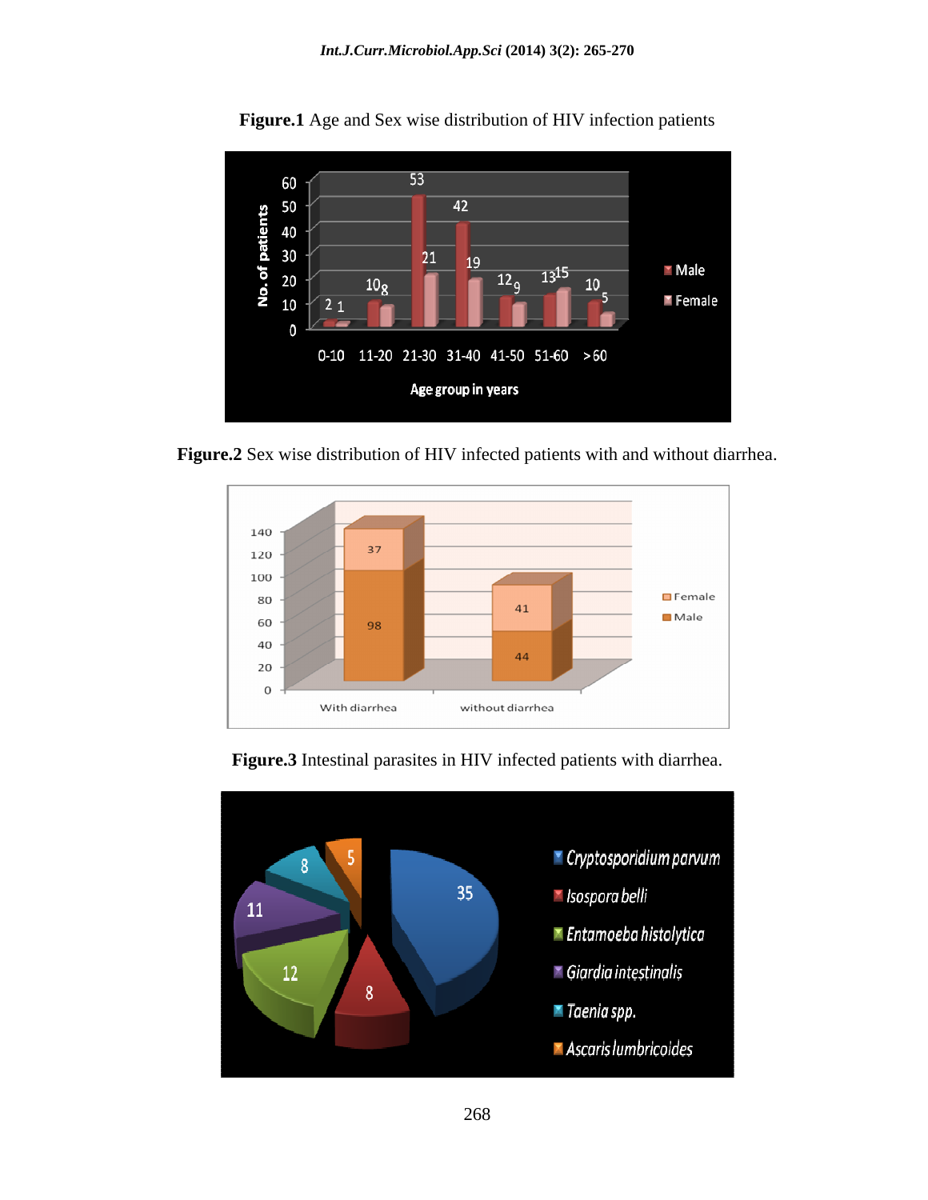**Figure.1** Age and Sex wise distribution of HIV infection patients

**Figure.2** Sex wise distribution of HIV infected patients with and without diarrhea.

**Figure.3** Intestinal parasites in HIV infected patients with diarrhea.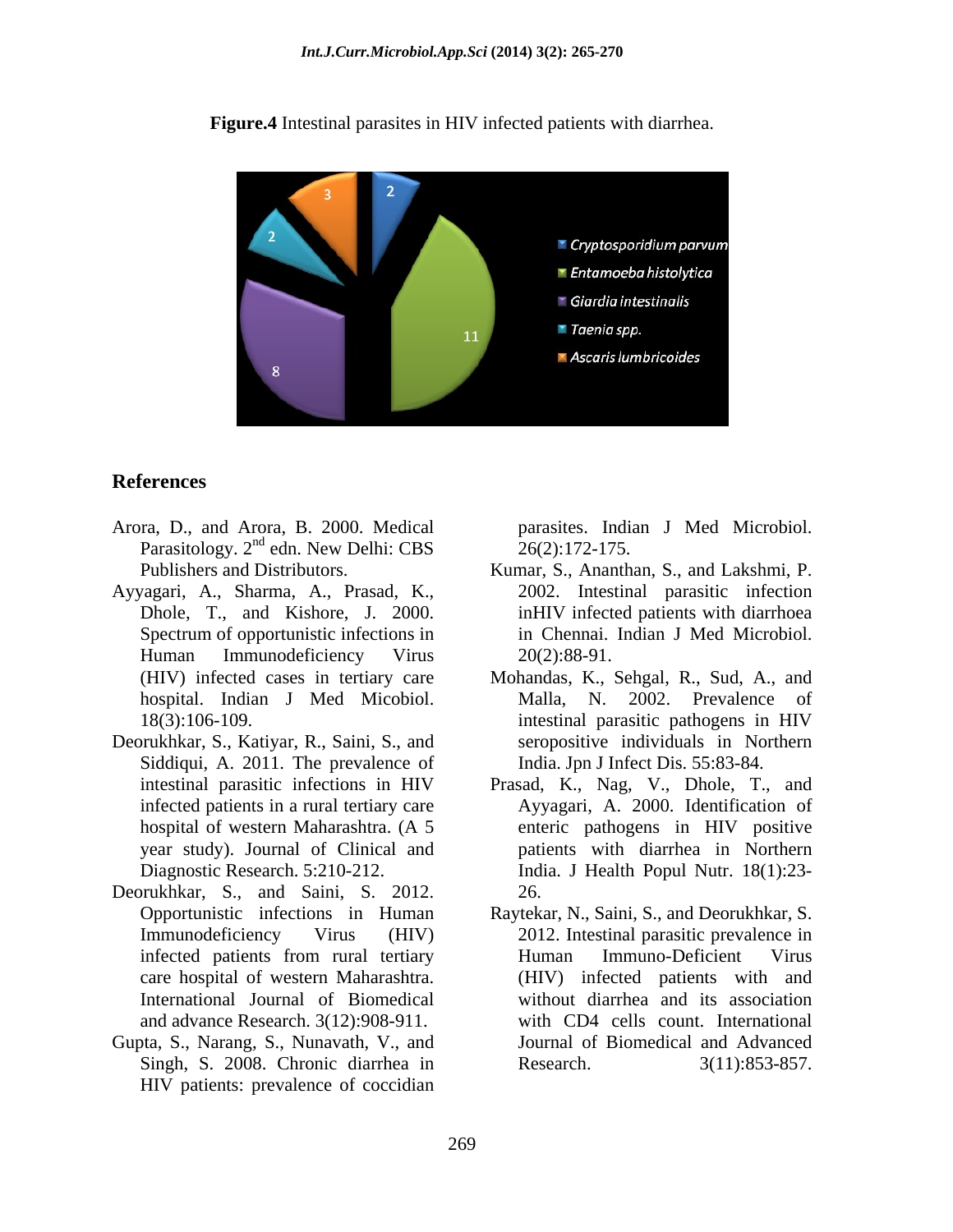**Figure.4** Intestinal parasites in HIV infected patients with diarrhea.

## References

Arora, D., and Arora, B. 2000. Medical Parasitology. 2nd edn. New Delhi: CBS Publishers and Distributors.

Ayyagari, A., Sharma, A., Prasad, K., Dhole, T., and Kishore, J. 2000. Spectrum of opportunistic infections in Human Immunodeficiency Virus (HIV) infected cases in tertiary care hospital. Indian J Med Micobiol. 18(3):106-109.

Deorukhkar, S., Katiyar, R., Saini, S., and Siddiqui, A. 2011. The prevalence of intestinal parasitic infections in HIV infected patients in a rural tertiary care hospital of western Maharashtra. (A 5 year study). Journal of Clinical and Diagnostic Research. 5:210-212.

Deorukhkar, S., and Saini, S. 2012. Opportunistic infections in Human Immunodeficiency Virus (HIV) infected patients from rural tertiary care hospital of western Maharashtra. International Journal of Biomedical and advance Research. 3(12):908-911.

Gupta, S., Narang, S., Nunavath, V., and Singh, S. 2008. Chronic diarrhea in HIV patients: prevalence of coccidian parasites. Indian J Med Microbiol. 26(2):172-175.

Kumar, S., Ananthan, S., and Lakshmi, P. 2002. Intestinal parasitic infection inHIV infected patients with diarrhoea in Chennai. Indian J Med Microbiol. 20(2):88-91.

Mohandas, K., Sehgal, R., Sud, A., and Malla, N. 2002. Prevalence of intestinal parasitic pathogens in HIV seropositive individuals in Northern India. Jpn J Infect Dis. 55:83-84.

Prasad, K., Nag, V., Dhole, T., and Ayyagari, A. 2000. Identification of enteric pathogens in HIV positive patients with diarrhea in Northern India. J Health Popul Nutr. 18(1):23-26.

Raytekar, N., Saini, S., and Deorukhkar, S. 2012. Intestinal parasitic prevalence in Human Immuno-Deficient Virus (HIV) infected patients with and without diarrhea and its association with CD4 cells count. International Journal of Biomedical and Advanced Research. 3(11):853-857.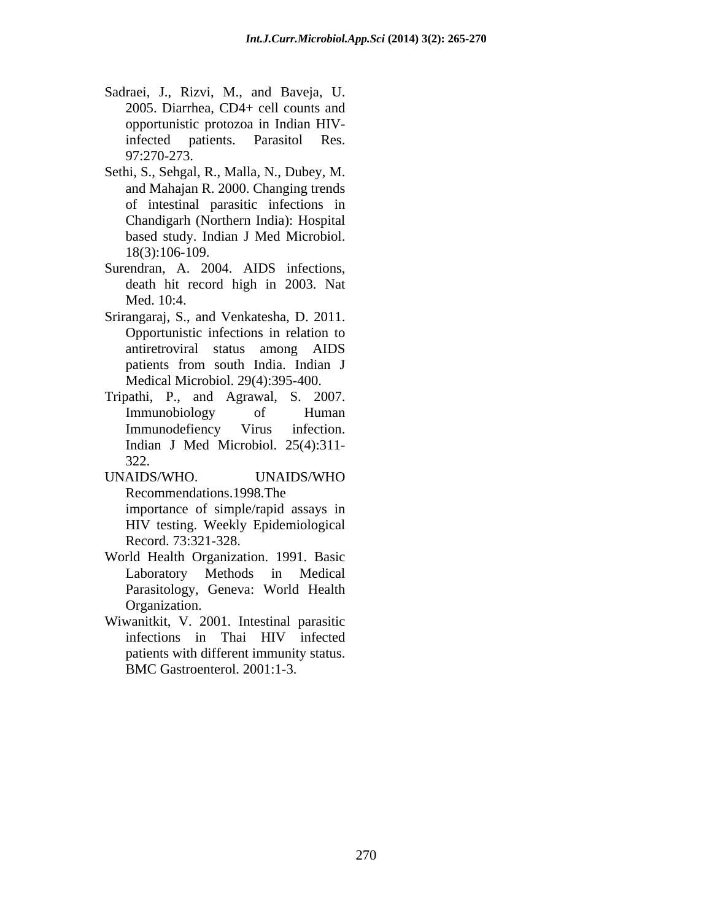Sadraei, J., Rizvi, M., and Baveja, U. 2005. Diarrhea, CD4+ cell counts and opportunistic protozoa in Indian HIV-infected patients. Parasitol Res. 97:270-273.

Sethi, S., Sehgal, R., Malla, N., Dubey, M. and Mahajan R. 2000. Changing trends of intestinal parasitic infections in Chandigarh (Northern India): Hospital based study. Indian J Med Microbiol. 18(3):106-109.

Surendran, A. 2004. AIDS infections, death hit record high in 2003. Nat Med. 10:4.

Srirangaraj, S., and Venkatesha, D. 2011. Opportunistic infections in relation to antiretroviral status among AIDS patients from south India. Indian J Medical Microbiol. 29(4):395-400.

Tripathi, P., and Agrawal, S. 2007. Immunobiology of Human Immunodefiency Virus infection. Indian J Med Microbiol. 25(4):311-322.

UNAIDS/WHO. UNAIDS/WHO Recommendations.1998.The importance of simple/rapid assays in HIV testing. Weekly Epidemiological Record. 73:321-328.

World Health Organization. 1991. Basic Laboratory Methods in Medical Parasitology, Geneva: World Health Organization.

Wiwanitkit, V. 2001. Intestinal parasitic infections in Thai HIV infected patients with different immunity status. BMC Gastroenterol. 2001:1-3.